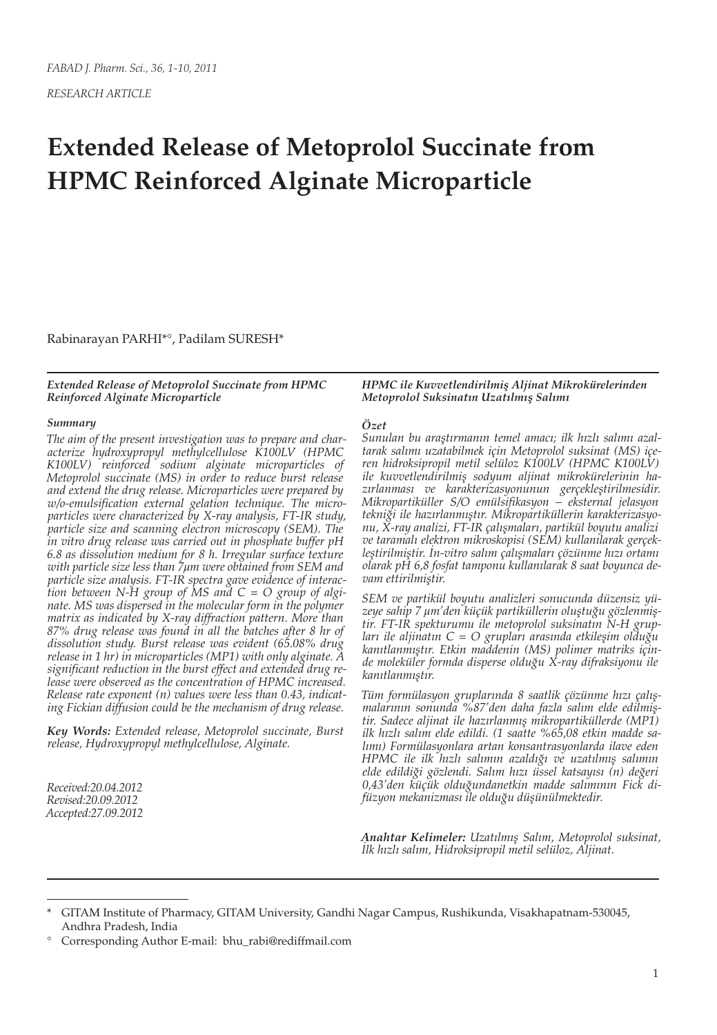*RESEARCH ARTICLE*

# Extended Release of Metoprolol Succinate from HPMC Reinforced Alginate Microparticle

Rabinarayan PARHI*°, Padilam SURESH*

***Extended Release of Metoprolol Succinate from HPMC Reinforced Alginate Microparticle***

***Summary***

*The aim of the present investigation was to prepare and characterize hydroxypropyl methylcellulose K100LV (HPMC K100LV) reinforced sodium alginate microparticles of Metoprolol succinate (MS) in order to reduce burst release and extend the drug release. Microparticles were prepared by w/o-emulsification external gelation technique. The microparticles were characterized by X-ray analysis, FT-IR study, particle size and scanning electron microscopy (SEM). The in vitro drug release was carried out in phosphate buffer pH 6.8 as dissolution medium for 8 h. Irregular surface texture with particle size less than 7μm were obtained from SEM and particle size analysis. FT-IR spectra gave evidence of interaction between N-H group of MS and C = O group of alginate. MS was dispersed in the molecular form in the polymer matrix as indicated by X-ray diffraction pattern. More than 87% drug release was found in all the batches after 8 hr of dissolution study. Burst release was evident (65.08% drug release in 1 hr) in microparticles (MP1) with only alginate. A significant reduction in the burst effect and extended drug release were observed as the concentration of HPMC increased. Release rate exponent (n) values were less than 0.43, indicating Fickian diffusion could be the mechanism of drug release.*

***Key Words:*** *Extended release, Metoprolol succinate, Burst release, Hydroxypropyl methylcellulose, Alginate.*

*Received:20.04.2012*
*Revised:20.09.2012*
*Accepted:27.09.2012*

***HPMC ile Kuvvetlendirilmiş Aljinat Mikrokürelerinden Metoprolol Suksinatın Uzatılmış Salımı***

***Özet***

*Sunulan bu araştırmanın temel amacı; ilk hızlı salımı azaltarak salımı uzatabilmek için Metoprolol suksinat (MS) içeren hidroksipropil metil selüloz K100LV (HPMC K100LV) ile kuvvetlendirilmiş sodyum aljinat mikrokürelerinin hazırlanması ve karakterizasyonunun gerçekleştirilmesidir. Mikropartiküller S/O emülsifikasyon – eksternal jelasyon tekniği ile hazırlanmıştır. Mikropartiküllerin karakterizasyonu, X-ray analizi, FT-IR çalışmaları, partikül boyutu analizi ve taramalı elektron mikroskopisi (SEM) kullanılarak gerçekleştirilmiştir. In-vitro salım çalışmaları çözünme hızı ortamı olarak pH 6,8 fosfat tamponu kullanılarak 8 saat boyunca devam ettirilmiştir.*

*SEM ve partikül boyutu analizleri sonucunda düzensiz yüzeye sahip 7 μm'den küçük partiküllerin oluştuğu gözlenmiştir. FT-IR spekturumu ile metoprolol suksinatın N-H grupları ile aljinatın C = O grupları arasında etkileşim olduğu kanıtlanmıştır. Etkin maddenin (MS) polimer matriks içinde moleküler formda disperse olduğu X-ray difraksiyonu ile kanıtlanmıştır.*

*Tüm formülasyon gruplarında 8 saatlik çözünme hızı çalışmalarının sonunda %87'den daha fazla salım elde edilmiştir. Sadece aljinat ile hazırlanmış mikropartiküllerde (MP1) ilk hızlı salım elde edildi. (1 saatte %65,08 etkin madde salımı) Formülasyonlara artan konsantrasyonlarda ilave eden HPMC ile ilk hızlı salımın azaldığı ve uzatılmış salımın elde edildiği gözlendi. Salım hızı üssel katsayısı (n) değeri 0,43'den küçük olduğundanetkin madde salımının Fick difüzyon mekanizması ile olduğu düşünülmektedir.*

***Anahtar Kelimeler:*** *Uzatılmış Salım, Metoprolol suksinat, İlk hızlı salım, Hidroksipropil metil selüloz, Aljinat.*

---

\* GITAM Institute of Pharmacy, GITAM University, Gandhi Nagar Campus, Rushikunda, Visakhapatnam-530045, Andhra Pradesh, India

° Corresponding Author E-mail: bhu_rabi@rediffmail.com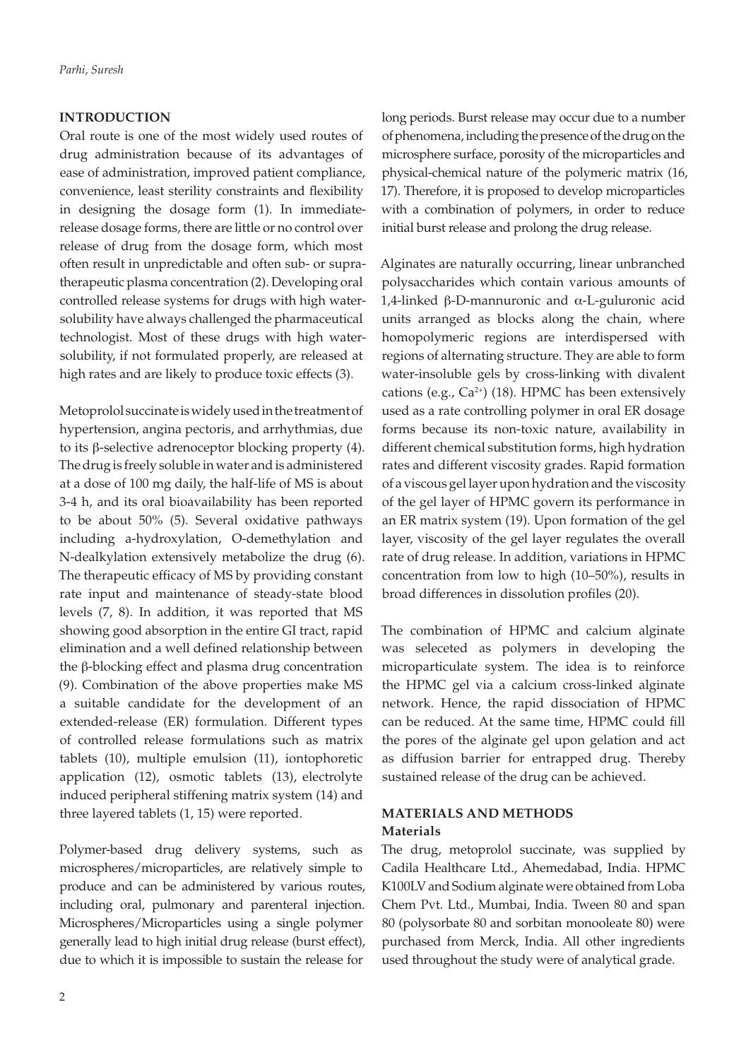## INTRODUCTION

Oral route is one of the most widely used routes of drug administration because of its advantages of ease of administration, improved patient compliance, convenience, least sterility constraints and flexibility in designing the dosage form (1). In immediate-release dosage forms, there are little or no control over release of drug from the dosage form, which most often result in unpredictable and often sub- or supra-therapeutic plasma concentration (2). Developing oral controlled release systems for drugs with high water-solubility have always challenged the pharmaceutical technologist. Most of these drugs with high water-solubility, if not formulated properly, are released at high rates and are likely to produce toxic effects (3).

Metoprolol succinate is widely used in the treatment of hypertension, angina pectoris, and arrhythmias, due to its β-selective adrenoceptor blocking property (4). The drug is freely soluble in water and is administered at a dose of 100 mg daily, the half-life of MS is about 3-4 h, and its oral bioavailability has been reported to be about 50% (5). Several oxidative pathways including a-hydroxylation, O-demethylation and N-dealkylation extensively metabolize the drug (6). The therapeutic efficacy of MS by providing constant rate input and maintenance of steady-state blood levels (7, 8). In addition, it was reported that MS showing good absorption in the entire GI tract, rapid elimination and a well defined relationship between the β-blocking effect and plasma drug concentration (9). Combination of the above properties make MS a suitable candidate for the development of an extended-release (ER) formulation. Different types of controlled release formulations such as matrix tablets (10), multiple emulsion (11), iontophoretic application (12), osmotic tablets (13), electrolyte induced peripheral stiffening matrix system (14) and three layered tablets (1, 15) were reported.

Polymer-based drug delivery systems, such as microspheres/microparticles, are relatively simple to produce and can be administered by various routes, including oral, pulmonary and parenteral injection. Microspheres/Microparticles using a single polymer generally lead to high initial drug release (burst effect), due to which it is impossible to sustain the release for long periods. Burst release may occur due to a number of phenomena, including the presence of the drug on the microsphere surface, porosity of the microparticles and physical-chemical nature of the polymeric matrix (16, 17). Therefore, it is proposed to develop microparticles with a combination of polymers, in order to reduce initial burst release and prolong the drug release.

Alginates are naturally occurring, linear unbranched polysaccharides which contain various amounts of 1,4-linked β-D-mannuronic and α-L-guluronic acid units arranged as blocks along the chain, where homopolymeric regions are interdispersed with regions of alternating structure. They are able to form water-insoluble gels by cross-linking with divalent cations (e.g., $Ca^{2+}$) (18). HPMC has been extensively used as a rate controlling polymer in oral ER dosage forms because its non-toxic nature, availability in different chemical substitution forms, high hydration rates and different viscosity grades. Rapid formation of a viscous gel layer upon hydration and the viscosity of the gel layer of HPMC govern its performance in an ER matrix system (19). Upon formation of the gel layer, viscosity of the gel layer regulates the overall rate of drug release. In addition, variations in HPMC concentration from low to high (10–50%), results in broad differences in dissolution profiles (20).

The combination of HPMC and calcium alginate was seleceted as polymers in developing the microparticulate system. The idea is to reinforce the HPMC gel via a calcium cross-linked alginate network. Hence, the rapid dissociation of HPMC can be reduced. At the same time, HPMC could fill the pores of the alginate gel upon gelation and act as diffusion barrier for entrapped drug. Thereby sustained release of the drug can be achieved.

## MATERIALS AND METHODS

### Materials

The drug, metoprolol succinate, was supplied by Cadila Healthcare Ltd., Ahemedabad, India. HPMC K100LV and Sodium alginate were obtained from Loba Chem Pvt. Ltd., Mumbai, India. Tween 80 and span 80 (polysorbate 80 and sorbitan monooleate 80) were purchased from Merck, India. All other ingredients used throughout the study were of analytical grade.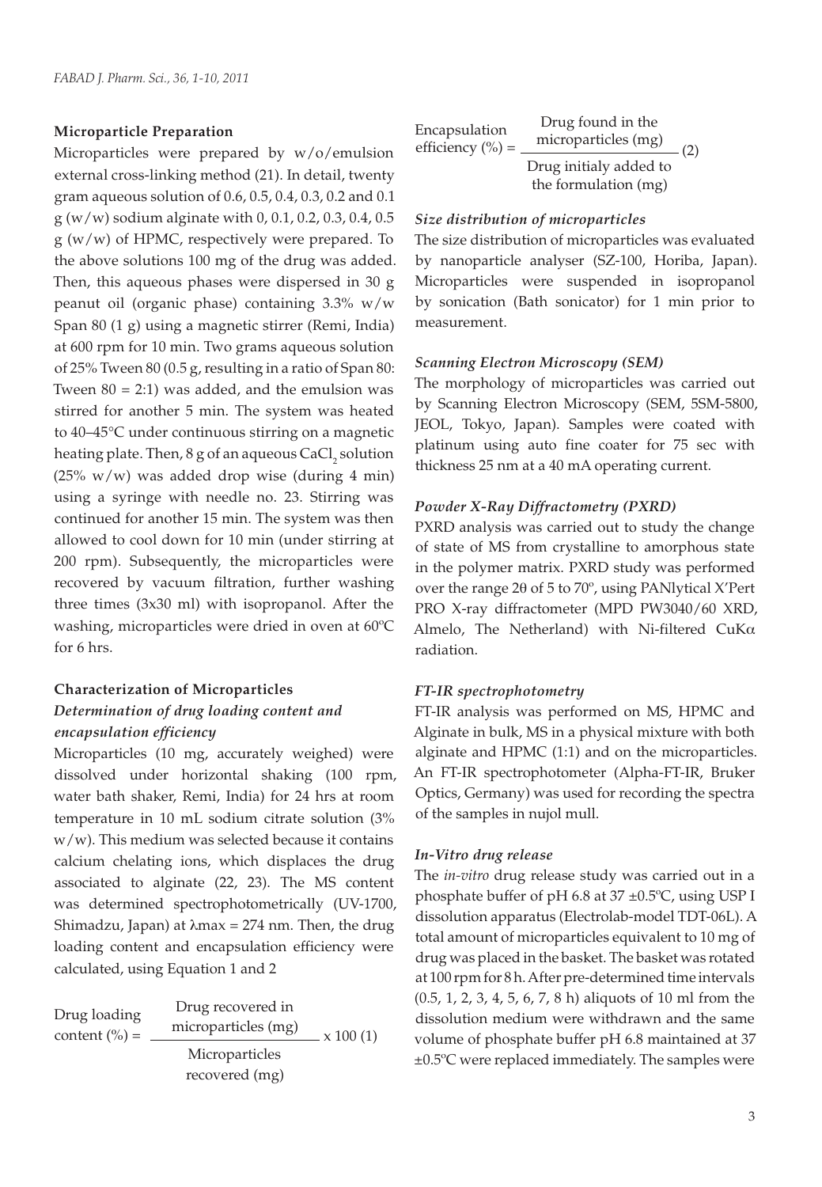**Microparticle Preparation**

Microparticles were prepared by w/o/emulsion external cross-linking method (21). In detail, twenty gram aqueous solution of 0.6, 0.5, 0.4, 0.3, 0.2 and 0.1 g (w/w) sodium alginate with 0, 0.1, 0.2, 0.3, 0.4, 0.5 g (w/w) of HPMC, respectively were prepared. To the above solutions 100 mg of the drug was added. Then, this aqueous phases were dispersed in 30 g peanut oil (organic phase) containing 3.3% w/w Span 80 (1 g) using a magnetic stirrer (Remi, India) at 600 rpm for 10 min. Two grams aqueous solution of 25% Tween 80 (0.5 g, resulting in a ratio of Span 80: Tween 80 = 2:1) was added, and the emulsion was stirred for another 5 min. The system was heated to 40–45°C under continuous stirring on a magnetic heating plate. Then, 8 g of an aqueous $CaCl_2$ solution (25% w/w) was added drop wise (during 4 min) using a syringe with needle no. 23. Stirring was continued for another 15 min. The system was then allowed to cool down for 10 min (under stirring at 200 rpm). Subsequently, the microparticles were recovered by vacuum filtration, further washing three times (3x30 ml) with isopropanol. After the washing, microparticles were dried in oven at 60ºC for 6 hrs.

**Characterization of Microparticles**

***Determination of drug loading content and encapsulation efficiency***

Microparticles (10 mg, accurately weighed) were dissolved under horizontal shaking (100 rpm, water bath shaker, Remi, India) for 24 hrs at room temperature in 10 mL sodium citrate solution (3% w/w). This medium was selected because it contains calcium chelating ions, which displaces the drug associated to alginate (22, 23). The MS content was determined spectrophotometrically (UV-1700, Shimadzu, Japan) at λmax = 274 nm. Then, the drug loading content and encapsulation efficiency were calculated, using Equation 1 and 2

$$\text{Drug loading content (\%)} = \frac{\text{Drug recovered in microparticles (mg)}}{\text{Microparticles recovered (mg)}} \times 100 \quad (1)$$

$$\text{Encapsulation efficiency (\%)} = \frac{\text{Drug found in the microparticles (mg)}}{\text{Drug initialy added to the formulation (mg)}} \quad (2)$$

***Size distribution of microparticles***

The size distribution of microparticles was evaluated by nanoparticle analyser (SZ-100, Horiba, Japan). Microparticles were suspended in isopropanol by sonication (Bath sonicator) for 1 min prior to measurement.

***Scanning Electron Microscopy (SEM)***

The morphology of microparticles was carried out by Scanning Electron Microscopy (SEM, 5SM-5800, JEOL, Tokyo, Japan). Samples were coated with platinum using auto fine coater for 75 sec with thickness 25 nm at a 40 mA operating current.

***Powder X-Ray Diffractometry (PXRD)***

PXRD analysis was carried out to study the change of state of MS from crystalline to amorphous state in the polymer matrix. PXRD study was performed over the range 2θ of 5 to 70º, using PANlytical X'Pert PRO X-ray diffractometer (MPD PW3040/60 XRD, Almelo, The Netherland) with Ni-filtered CuKα radiation.

***FT-IR spectrophotometry***

FT-IR analysis was performed on MS, HPMC and Alginate in bulk, MS in a physical mixture with both alginate and HPMC (1:1) and on the microparticles. An FT-IR spectrophotometer (Alpha-FT-IR, Bruker Optics, Germany) was used for recording the spectra of the samples in nujol mull.

***In-Vitro drug release***

The *in-vitro* drug release study was carried out in a phosphate buffer of pH 6.8 at 37 ±0.5ºC, using USP I dissolution apparatus (Electrolab-model TDT-06L). A total amount of microparticles equivalent to 10 mg of drug was placed in the basket. The basket was rotated at 100 rpm for 8 h. After pre-determined time intervals (0.5, 1, 2, 3, 4, 5, 6, 7, 8 h) aliquots of 10 ml from the dissolution medium were withdrawn and the same volume of phosphate buffer pH 6.8 maintained at 37 ±0.5ºC were replaced immediately. The samples were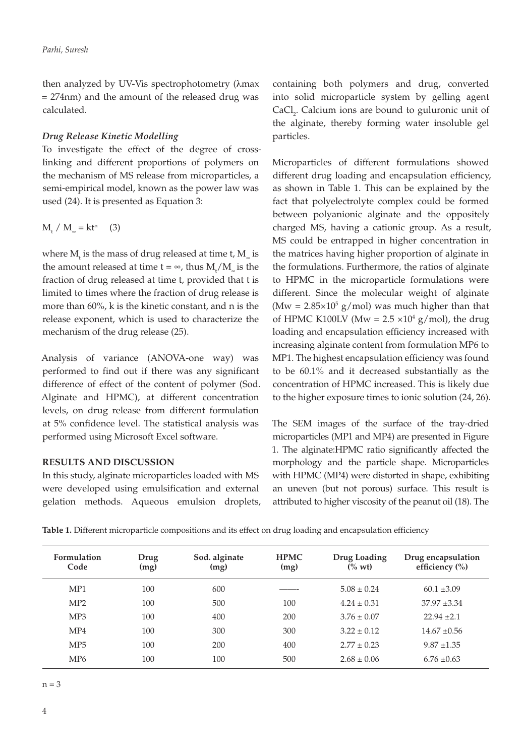then analyzed by UV-Vis spectrophotometry (λmax = 274nm) and the amount of the released drug was calculated.

### *Drug Release Kinetic Modelling*

To investigate the effect of the degree of cross-linking and different proportions of polymers on the mechanism of MS release from microparticles, a semi-empirical model, known as the power law was used (24). It is presented as Equation 3:

$$M_t / M_\infty = kt^n \quad (3)$$

where $M_t$ is the mass of drug released at time t, $M_\infty$ is the amount released at time t = ∞, thus $M_t/M_\infty$ is the fraction of drug released at time t, provided that t is limited to times where the fraction of drug release is more than 60%, k is the kinetic constant, and n is the release exponent, which is used to characterize the mechanism of the drug release (25).

Analysis of variance (ANOVA-one way) was performed to find out if there was any significant difference of effect of the content of polymer (Sod. Alginate and HPMC), at different concentration levels, on drug release from different formulation at 5% confidence level. The statistical analysis was performed using Microsoft Excel software.

## RESULTS AND DISCUSSION

In this study, alginate microparticles loaded with MS were developed using emulsification and external gelation methods. Aqueous emulsion droplets, containing both polymers and drug, converted into solid microparticle system by gelling agent $CaCl_2$. Calcium ions are bound to guluronic unit of the alginate, thereby forming water insoluble gel particles.

Microparticles of different formulations showed different drug loading and encapsulation efficiency, as shown in Table 1. This can be explained by the fact that polyelectrolyte complex could be formed between polyanionic alginate and the oppositely charged MS, having a cationic group. As a result, MS could be entrapped in higher concentration in the matrices having higher proportion of alginate in the formulations. Furthermore, the ratios of alginate to HPMC in the microparticle formulations were different. Since the molecular weight of alginate (Mw = $2.85\times10^5$ g/mol) was much higher than that of HPMC K100LV (Mw = $2.5\times10^4$ g/mol), the drug loading and encapsulation efficiency increased with increasing alginate content from formulation MP6 to MP1. The highest encapsulation efficiency was found to be 60.1% and it decreased substantially as the concentration of HPMC increased. This is likely due to the higher exposure times to ionic solution (24, 26).

The SEM images of the surface of the tray-dried microparticles (MP1 and MP4) are presented in Figure 1. The alginate:HPMC ratio significantly affected the morphology and the particle shape. Microparticles with HPMC (MP4) were distorted in shape, exhibiting an uneven (but not porous) surface. This result is attributed to higher viscosity of the peanut oil (18). The

**Table 1.** Different microparticle compositions and its effect on drug loading and encapsulation efficiency

| Formulation Code | Drug (mg) | Sod. alginate (mg) | HPMC (mg) | Drug Loading (% wt) | Drug encapsulation efficiency (%) |
|---|---|---|---|---|---|
| MP1 | 100 | 600 | —— | 5.08 ± 0.24 | 60.1 ±3.09 |
| MP2 | 100 | 500 | 100 | 4.24 ± 0.31 | 37.97 ±3.34 |
| MP3 | 100 | 400 | 200 | 3.76 ± 0.07 | 22.94 ±2.1 |
| MP4 | 100 | 300 | 300 | 3.22 ± 0.12 | 14.67 ±0.56 |
| MP5 | 100 | 200 | 400 | 2.77 ± 0.23 | 9.87 ±1.35 |
| MP6 | 100 | 100 | 500 | 2.68 ± 0.06 | 6.76 ±0.63 |

n = 3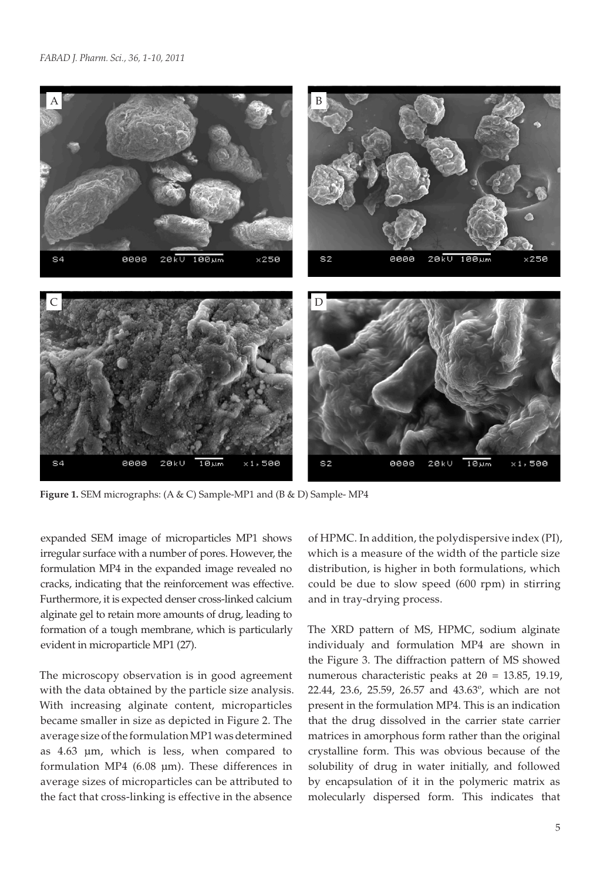Figure 1. SEM micrographs: (A & C) Sample-MP1 and (B & D) Sample- MP4

expanded SEM image of microparticles MP1 shows irregular surface with a number of pores. However, the formulation MP4 in the expanded image revealed no cracks, indicating that the reinforcement was effective. Furthermore, it is expected denser cross-linked calcium alginate gel to retain more amounts of drug, leading to formation of a tough membrane, which is particularly evident in microparticle MP1 (27).

The microscopy observation is in good agreement with the data obtained by the particle size analysis. With increasing alginate content, microparticles became smaller in size as depicted in Figure 2. The average size of the formulation MP1 was determined as 4.63 µm, which is less, when compared to formulation MP4 (6.08 µm). These differences in average sizes of microparticles can be attributed to the fact that cross-linking is effective in the absence of HPMC. In addition, the polydispersive index (PI), which is a measure of the width of the particle size distribution, is higher in both formulations, which could be due to slow speed (600 rpm) in stirring and in tray-drying process.

The XRD pattern of MS, HPMC, sodium alginate individualy and formulation MP4 are shown in the Figure 3. The diffraction pattern of MS showed numerous characteristic peaks at $2\theta$ = 13.85, 19.19, 22.44, 23.6, 25.59, 26.57 and 43.63º, which are not present in the formulation MP4. This is an indication that the drug dissolved in the carrier state carrier matrices in amorphous form rather than the original crystalline form. This was obvious because of the solubility of drug in water initially, and followed by encapsulation of it in the polymeric matrix as molecularly dispersed form. This indicates that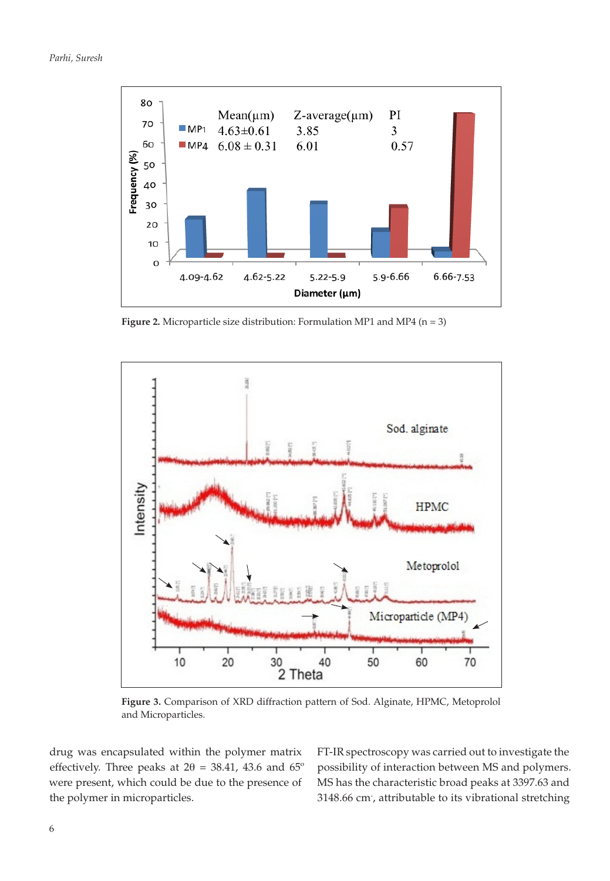Figure 2. Microparticle size distribution: Formulation MP1 and MP4 (n = 3)

Figure 3. Comparison of XRD diffraction pattern of Sod. Alginate, HPMC, Metoprolol and Microparticles.

drug was encapsulated within the polymer matrix effectively. Three peaks at 2θ = 38.41, 43.6 and 65° were present, which could be due to the presence of the polymer in microparticles.

FT-IR spectroscopy was carried out to investigate the possibility of interaction between MS and polymers. MS has the characteristic broad peaks at 3397.63 and 3148.66 cm-, attributable to its vibrational stretching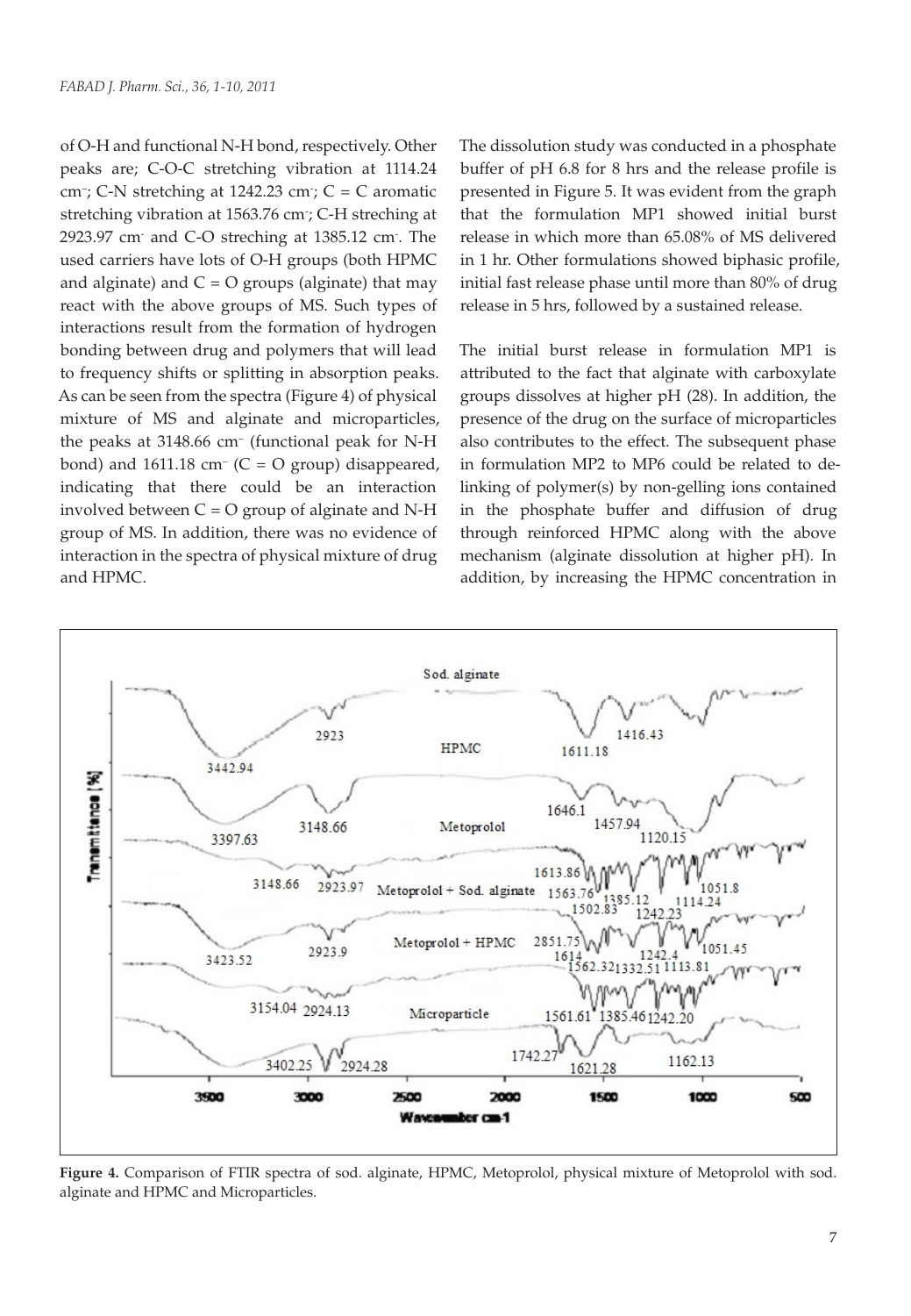of O-H and functional N-H bond, respectively. Other peaks are; C-O-C stretching vibration at 1114.24 $cm^{-}$; C-N stretching at 1242.23 $cm^{-}$; C = C aromatic stretching vibration at 1563.76 $cm^{-}$; C-H streching at 2923.97 $cm^{-}$ and C-O streching at 1385.12 $cm^{-}$. The used carriers have lots of O-H groups (both HPMC and alginate) and C = O groups (alginate) that may react with the above groups of MS. Such types of interactions result from the formation of hydrogen bonding between drug and polymers that will lead to frequency shifts or splitting in absorption peaks. As can be seen from the spectra (Figure 4) of physical mixture of MS and alginate and microparticles, the peaks at 3148.66 $cm^{-}$ (functional peak for N-H bond) and 1611.18 $cm^{-}$ (C = O group) disappeared, indicating that there could be an interaction involved between C = O group of alginate and N-H group of MS. In addition, there was no evidence of interaction in the spectra of physical mixture of drug and HPMC.

The dissolution study was conducted in a phosphate buffer of pH 6.8 for 8 hrs and the release profile is presented in Figure 5. It was evident from the graph that the formulation MP1 showed initial burst release in which more than 65.08% of MS delivered in 1 hr. Other formulations showed biphasic profile, initial fast release phase until more than 80% of drug release in 5 hrs, followed by a sustained release.

The initial burst release in formulation MP1 is attributed to the fact that alginate with carboxylate groups dissolves at higher pH (28). In addition, the presence of the drug on the surface of microparticles also contributes to the effect. The subsequent phase in formulation MP2 to MP6 could be related to de-linking of polymer(s) by non-gelling ions contained in the phosphate buffer and diffusion of drug through reinforced HPMC along with the above mechanism (alginate dissolution at higher pH). In addition, by increasing the HPMC concentration in

**Figure 4.** Comparison of FTIR spectra of sod. alginate, HPMC, Metoprolol, physical mixture of Metoprolol with sod. alginate and HPMC and Microparticles.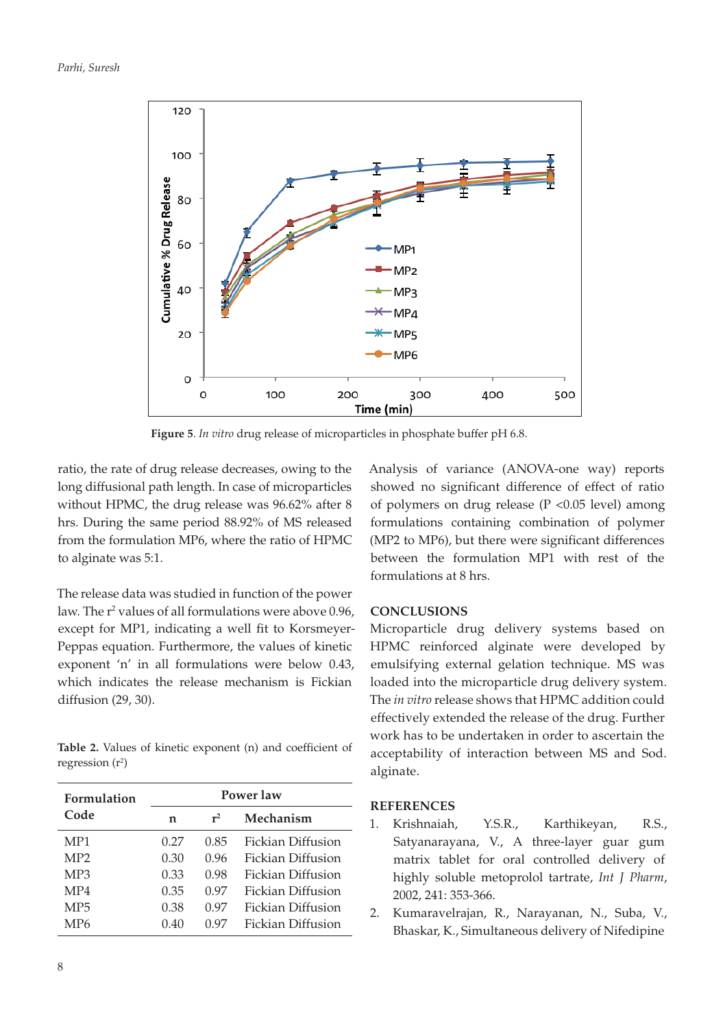Figure 5. *In vitro* drug release of microparticles in phosphate buffer pH 6.8.

ratio, the rate of drug release decreases, owing to the long diffusional path length. In case of microparticles without HPMC, the drug release was 96.62% after 8 hrs. During the same period 88.92% of MS released from the formulation MP6, where the ratio of HPMC to alginate was 5:1.

The release data was studied in function of the power law. The $r^2$ values of all formulations were above 0.96, except for MP1, indicating a well fit to Korsmeyer-Peppas equation. Furthermore, the values of kinetic exponent 'n' in all formulations were below 0.43, which indicates the release mechanism is Fickian diffusion (29, 30).

**Table 2.** Values of kinetic exponent (n) and coefficient of regression ($r^2$)

| Formulation Code | Power law | | |
|---|---|---|---|
| | n | $r^2$ | Mechanism |
| MP1 | 0.27 | 0.85 | Fickian Diffusion |
| MP2 | 0.30 | 0.96 | Fickian Diffusion |
| MP3 | 0.33 | 0.98 | Fickian Diffusion |
| MP4 | 0.35 | 0.97 | Fickian Diffusion |
| MP5 | 0.38 | 0.97 | Fickian Diffusion |
| MP6 | 0.40 | 0.97 | Fickian Diffusion |

Analysis of variance (ANOVA-one way) reports showed no significant difference of effect of ratio of polymers on drug release ($P < 0.05$ level) among formulations containing combination of polymer (MP2 to MP6), but there were significant differences between the formulation MP1 with rest of the formulations at 8 hrs.

## CONCLUSIONS

Microparticle drug delivery systems based on HPMC reinforced alginate were developed by emulsifying external gelation technique. MS was loaded into the microparticle drug delivery system. The *in vitro* release shows that HPMC addition could effectively extended the release of the drug. Further work has to be undertaken in order to ascertain the acceptability of interaction between MS and Sod. alginate.

## REFERENCES

1. Krishnaiah, Y.S.R., Karthikeyan, R.S., Satyanarayana, V., A three-layer guar gum matrix tablet for oral controlled delivery of highly soluble metoprolol tartrate, *Int J Pharm*, 2002, 241: 353-366.
2. Kumaravelrajan, R., Narayanan, N., Suba, V., Bhaskar, K., Simultaneous delivery of Nifedipine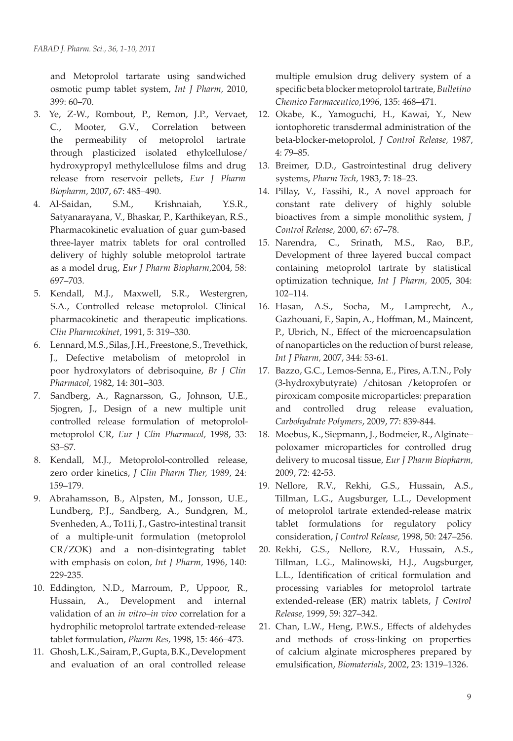and Metoprolol tartarate using sandwiched osmotic pump tablet system, *Int J Pharm,* 2010, 399: 60–70.

3. Ye, Z-W., Rombout, P., Remon, J.P., Vervaet, C., Mooter, G.V., Correlation between the permeability of metoprolol tartrate through plasticized isolated ethylcellulose/hydroxypropyl methylcellulose films and drug release from reservoir pellets, *Eur J Pharm Biopharm,* 2007, 67: 485–490.
4. Al-Saidan, S.M., Krishnaiah, Y.S.R., Satyanarayana, V., Bhaskar, P., Karthikeyan, R.S., Pharmacokinetic evaluation of guar gum-based three-layer matrix tablets for oral controlled delivery of highly soluble metoprolol tartrate as a model drug, *Eur J Pharm Biopharm,*2004, 58: 697–703.
5. Kendall, M.J., Maxwell, S.R., Westergren, S.A., Controlled release metoprolol. Clinical pharmacokinetic and therapeutic implications. *Clin Pharmcokinet,* 1991, 5: 319–330.
6. Lennard, M.S., Silas, J.H., Freestone, S., Trevethick, J., Defective metabolism of metoprolol in poor hydroxylators of debrisoquine, *Br J Clin Pharmacol,* 1982, 14: 301–303.
7. Sandberg, A., Ragnarsson, G., Johnson, U.E., Sjogren, J., Design of a new multiple unit controlled release formulation of metoprolol-metoprolol CR, *Eur J Clin Pharmacol,* 1998, 33: S3–S7.
8. Kendall, M.J., Metoprolol-controlled release, zero order kinetics, *J Clin Pharm Ther,* 1989, 24: 159–179.
9. Abrahamsson, B., Alpsten, M., Jonsson, U.E., Lundberg, P.J., Sandberg, A., Sundgren, M., Svenheden, A., To11i, J., Gastro-intestinal transit of a multiple-unit formulation (metoprolol CR/ZOK) and a non-disintegrating tablet with emphasis on colon, *Int J Pharm,* 1996, 140: 229-235.
10. Eddington, N.D., Marroum, P., Uppoor, R., Hussain, A., Development and internal validation of an *in vitro–in vivo* correlation for a hydrophilic metoprolol tartrate extended-release tablet formulation, *Pharm Res,* 1998, 15: 466–473.
11. Ghosh, L.K., Sairam, P., Gupta, B.K., Development and evaluation of an oral controlled release multiple emulsion drug delivery system of a specific beta blocker metoprolol tartrate, *Bulletino Chemico Farmaceutico,*1996, 135: 468–471.
12. Okabe, K., Yamoguchi, H., Kawai, Y., New iontophoretic transdermal administration of the beta-blocker-metoprolol, *J Control Release,* 1987, 4: 79–85.
13. Breimer, D.D., Gastrointestinal drug delivery systems, *Pharm Tech,* 1983, **7**: 18–23.
14. Pillay, V., Fassihi, R., A novel approach for constant rate delivery of highly soluble bioactives from a simple monolithic system, *J Control Release,* 2000, 67: 67–78.
15. Narendra, C., Srinath, M.S., Rao, B.P., Development of three layered buccal compact containing metoprolol tartrate by statistical optimization technique, *Int J Pharm,* 2005, 304: 102–114.
16. Hasan, A.S., Socha, M., Lamprecht, A., Gazhouani, F., Sapin, A., Hoffman, M., Maincent, P., Ubrich, N., Effect of the microencapsulation of nanoparticles on the reduction of burst release, *Int J Pharm,* 2007, 344: 53-61.
17. Bazzo, G.C., Lemos-Senna, E., Pires, A.T.N., Poly (3-hydroxybutyrate) /chitosan /ketoprofen or piroxicam composite microparticles: preparation and controlled drug release evaluation, *Carbohydrate Polymers*, 2009, 77: 839-844.
18. Moebus, K., Siepmann, J., Bodmeier, R., Alginate–poloxamer microparticles for controlled drug delivery to mucosal tissue, *Eur J Pharm Biopharm,* 2009, 72: 42-53.
19. Nellore, R.V., Rekhi, G.S., Hussain, A.S., Tillman, L.G., Augsburger, L.L., Development of metoprolol tartrate extended-release matrix tablet formulations for regulatory policy consideration, *J Control Release,* 1998, 50: 247–256.
20. Rekhi, G.S., Nellore, R.V., Hussain, A.S., Tillman, L.G., Malinowski, H.J., Augsburger, L.L., Identification of critical formulation and processing variables for metoprolol tartrate extended-release (ER) matrix tablets, *J Control Release,* 1999, 59: 327–342.
21. Chan, L.W., Heng, P.W.S., Effects of aldehydes and methods of cross-linking on properties of calcium alginate microspheres prepared by emulsification, *Biomaterials*, 2002, 23: 1319–1326.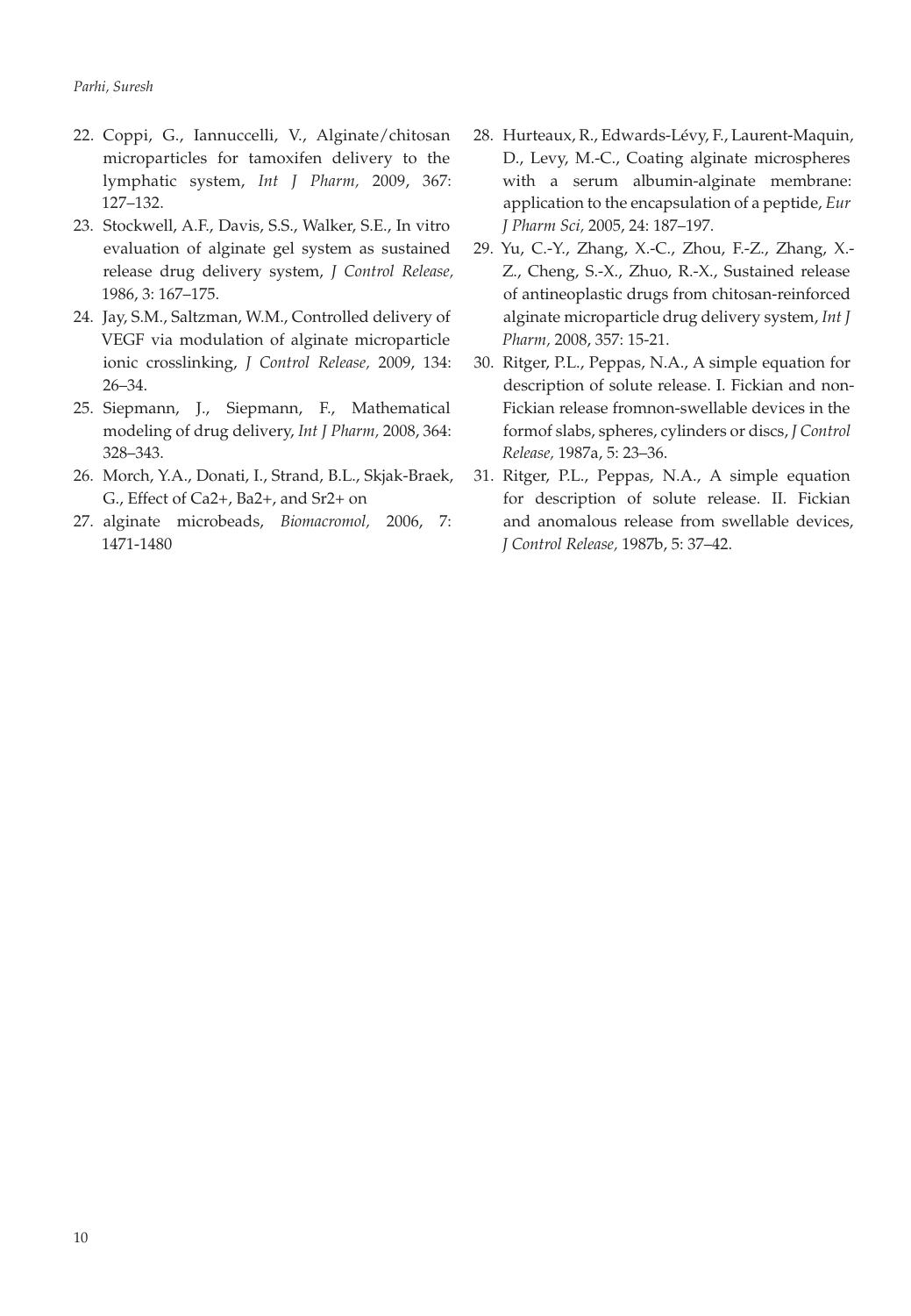22. Coppi, G., Iannuccelli, V., Alginate/chitosan microparticles for tamoxifen delivery to the lymphatic system, *Int J Pharm,* 2009, 367: 127–132.
23. Stockwell, A.F., Davis, S.S., Walker, S.E., In vitro evaluation of alginate gel system as sustained release drug delivery system, *J Control Release,* 1986, 3: 167–175.
24. Jay, S.M., Saltzman, W.M., Controlled delivery of VEGF via modulation of alginate microparticle ionic crosslinking, *J Control Release,* 2009, 134: 26–34.
25. Siepmann, J., Siepmann, F., Mathematical modeling of drug delivery, *Int J Pharm,* 2008, 364: 328–343.
26. Morch, Y.A., Donati, I., Strand, B.L., Skjak-Braek, G., Effect of Ca2+, Ba2+, and Sr2+ on
27. alginate microbeads, *Biomacromol,* 2006, 7: 1471-1480
28. Hurteaux, R., Edwards-Lévy, F., Laurent-Maquin, D., Levy, M.-C., Coating alginate microspheres with a serum albumin-alginate membrane: application to the encapsulation of a peptide, *Eur J Pharm Sci,* 2005, 24: 187–197.
29. Yu, C.-Y., Zhang, X.-C., Zhou, F.-Z., Zhang, X.-Z., Cheng, S.-X., Zhuo, R.-X., Sustained release of antineoplastic drugs from chitosan-reinforced alginate microparticle drug delivery system, *Int J Pharm,* 2008, 357: 15-21.
30. Ritger, P.L., Peppas, N.A., A simple equation for description of solute release. I. Fickian and non-Fickian release fromnon-swellable devices in the formof slabs, spheres, cylinders or discs, *J Control Release,* 1987a, 5: 23–36.
31. Ritger, P.L., Peppas, N.A., A simple equation for description of solute release. II. Fickian and anomalous release from swellable devices, *J Control Release,* 1987b, 5: 37–42.